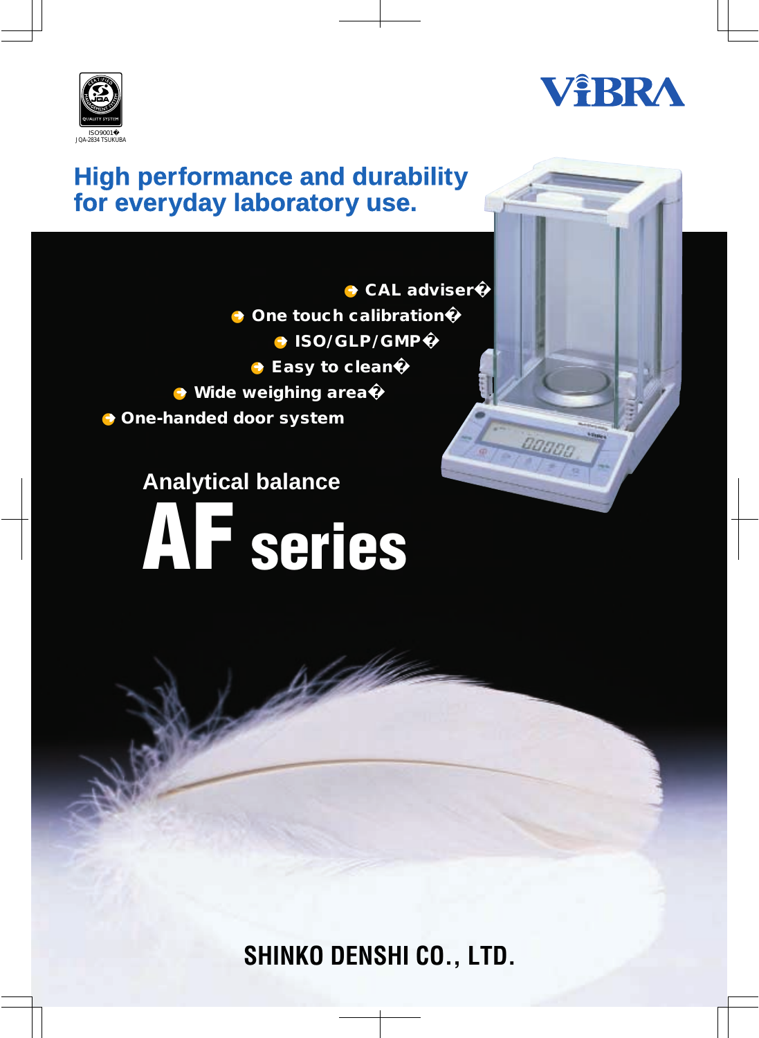ISO9001
JQA-2834 TSUKUBA

ViBRA

# High performance and durability for everyday laboratory use.

- CAL adviser
- One touch calibration
- ISO/GLP/GMP
- Easy to clean
- Wide weighing area
- One-handed door system

## Analytical balance

# AF series

SHINKO DENSHI CO., LTD.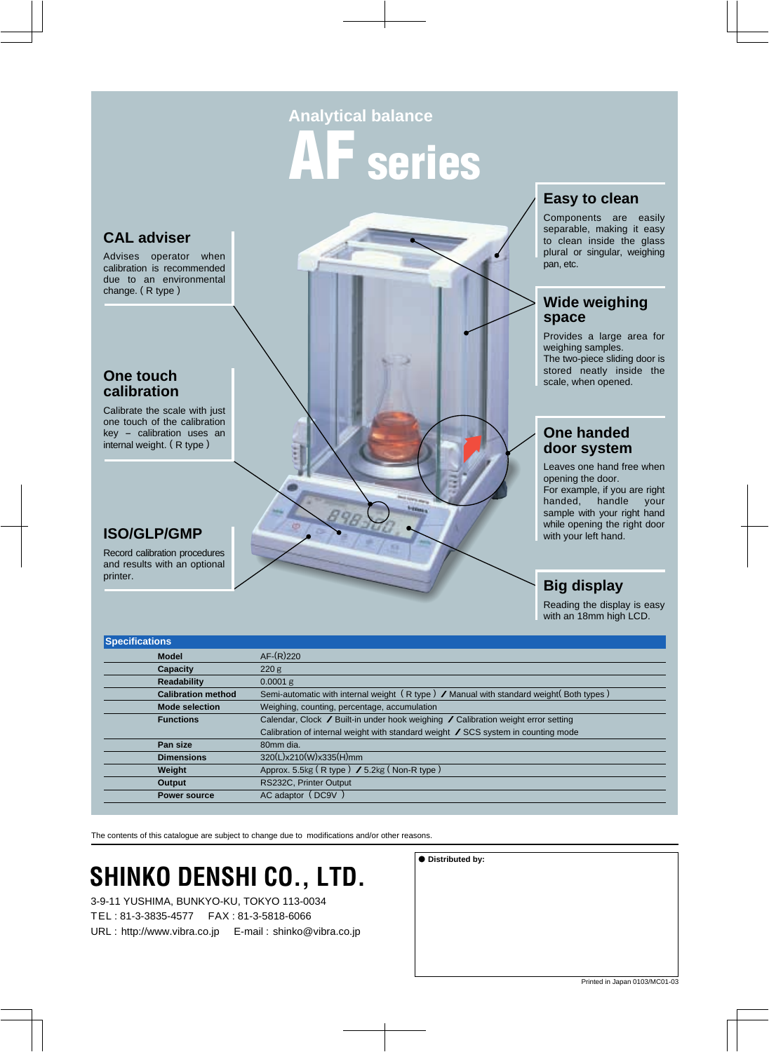Analytical balance

# AF series

## Easy to clean

Components are easily separable, making it easy to clean inside the glass plural or singular, weighing pan, etc.

## CAL adviser

Advises operator when calibration is recommended due to an environmental change. ( R type )

## Wide weighing space

Provides a large area for weighing samples.
The two-piece sliding door is stored neatly inside the scale, when opened.

## One touch calibration

Calibrate the scale with just one touch of the calibration key – calibration uses an internal weight. ( R type )

## One handed door system

Leaves one hand free when opening the door.
For example, if you are right handed, handle your sample with your right hand while opening the right door with your left hand.

## ISO/GLP/GMP

Record calibration procedures and results with an optional printer.

## Big display

Reading the display is easy with an 18mm high LCD.

### Specifications

| | |
|---|---|
| **Model** | AF-(R)220 |
| **Capacity** | 220 g |
| **Readability** | 0.0001 g |
| **Calibration method** | Semi-automatic with internal weight ( R type ) / Manual with standard weight( Both types ) |
| **Mode selection** | Weighing, counting, percentage, accumulation |
| **Functions** | Calendar, Clock / Built-in under hook weighing / Calibration weight error setting<br>Calibration of internal weight with standard weight / SCS system in counting mode |
| **Pan size** | 80mm dia. |
| **Dimensions** | 320(L)x210(W)x335(H)mm |
| **Weight** | Approx. 5.5kg ( R type ) / 5.2kg ( Non-R type ) |
| **Output** | RS232C, Printer Output |
| **Power source** | AC adaptor ( DC9V ) |

The contents of this catalogue are subject to change due to modifications and/or other reasons.

## SHINKO DENSHI CO., LTD.

3-9-11 YUSHIMA, BUNKYO-KU, TOKYO 113-0034
TEL : 81-3-3835-4577 FAX : 81-3-5818-6066
URL : http://www.vibra.co.jp E-mail : shinko@vibra.co.jp

● Distributed by:

Printed in Japan 0103/MC01-03